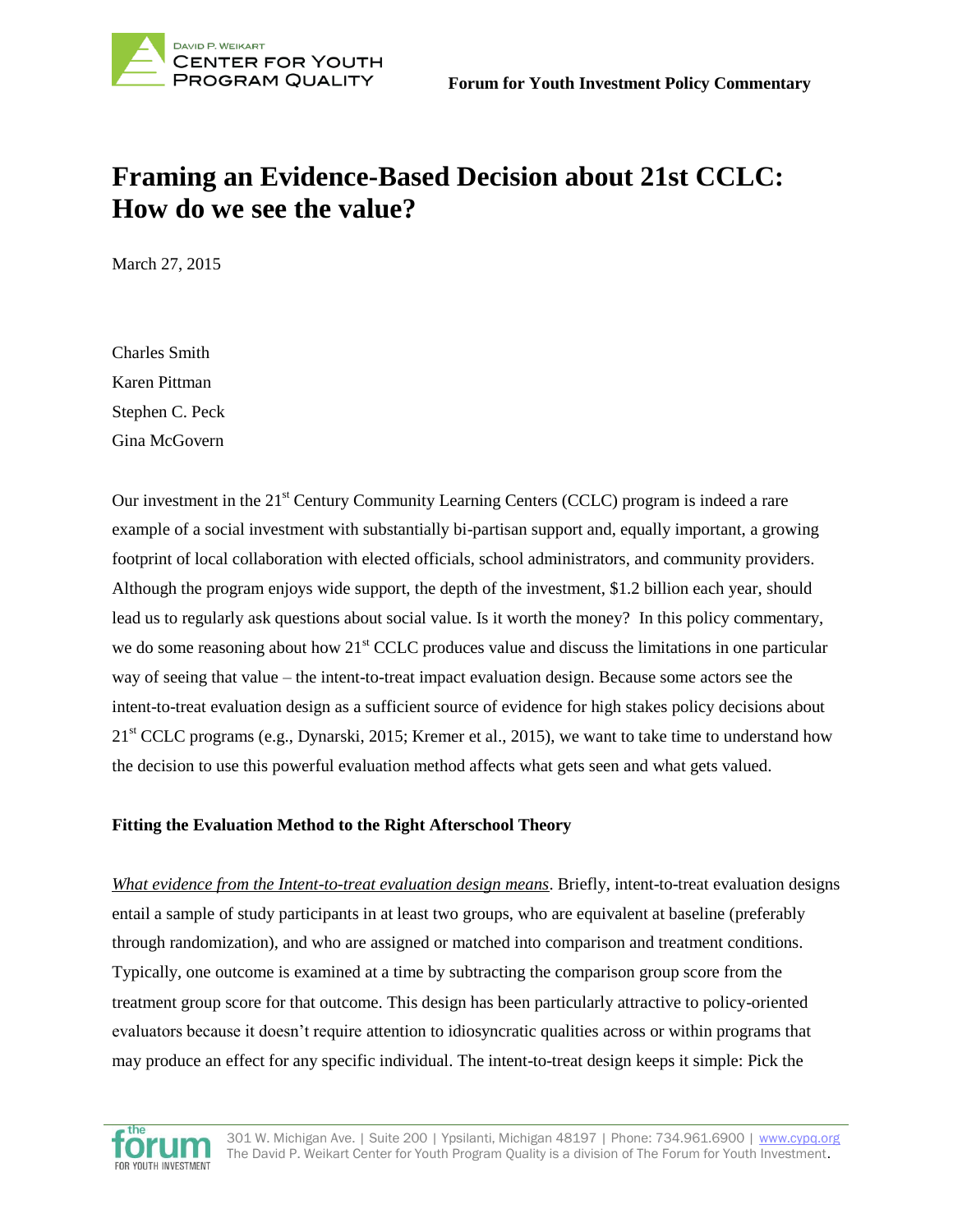Forum for Youth Investment Policy Commentary

# Framing an Evidence-Based Decision about 21st CCLC: How do we see the value?

March 27, 2015

Charles Smith
Karen Pittman
Stephen C. Peck
Gina McGovern

Our investment in the 21st Century Community Learning Centers (CCLC) program is indeed a rare example of a social investment with substantially bi-partisan support and, equally important, a growing footprint of local collaboration with elected officials, school administrators, and community providers. Although the program enjoys wide support, the depth of the investment, $1.2 billion each year, should lead us to regularly ask questions about social value. Is it worth the money? In this policy commentary, we do some reasoning about how 21st CCLC produces value and discuss the limitations in one particular way of seeing that value – the intent-to-treat impact evaluation design. Because some actors see the intent-to-treat evaluation design as a sufficient source of evidence for high stakes policy decisions about 21st CCLC programs (e.g., Dynarski, 2015; Kremer et al., 2015), we want to take time to understand how the decision to use this powerful evaluation method affects what gets seen and what gets valued.

## Fitting the Evaluation Method to the Right Afterschool Theory

*What evidence from the Intent-to-treat evaluation design means*. Briefly, intent-to-treat evaluation designs entail a sample of study participants in at least two groups, who are equivalent at baseline (preferably through randomization), and who are assigned or matched into comparison and treatment conditions. Typically, one outcome is examined at a time by subtracting the comparison group score from the treatment group score for that outcome. This design has been particularly attractive to policy-oriented evaluators because it doesn't require attention to idiosyncratic qualities across or within programs that may produce an effect for any specific individual. The intent-to-treat design keeps it simple: Pick the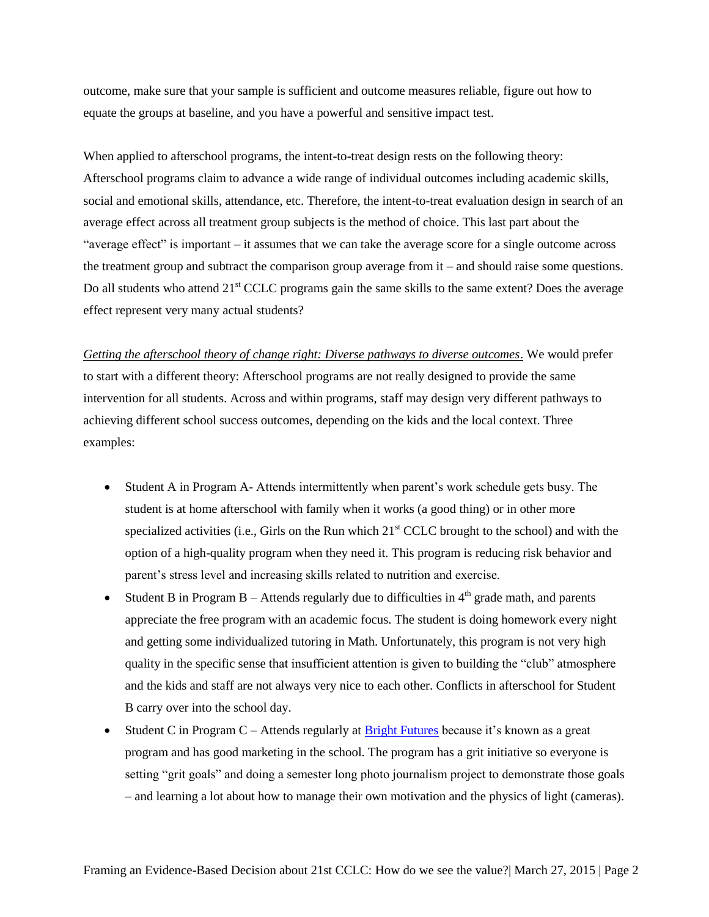outcome, make sure that your sample is sufficient and outcome measures reliable, figure out how to equate the groups at baseline, and you have a powerful and sensitive impact test.

When applied to afterschool programs, the intent-to-treat design rests on the following theory: Afterschool programs claim to advance a wide range of individual outcomes including academic skills, social and emotional skills, attendance, etc. Therefore, the intent-to-treat evaluation design in search of an average effect across all treatment group subjects is the method of choice. This last part about the "average effect" is important – it assumes that we can take the average score for a single outcome across the treatment group and subtract the comparison group average from it – and should raise some questions. Do all students who attend 21st CCLC programs gain the same skills to the same extent? Does the average effect represent very many actual students?

*Getting the afterschool theory of change right: Diverse pathways to diverse outcomes*. We would prefer to start with a different theory: Afterschool programs are not really designed to provide the same intervention for all students. Across and within programs, staff may design very different pathways to achieving different school success outcomes, depending on the kids and the local context. Three examples:

- Student A in Program A- Attends intermittently when parent's work schedule gets busy. The student is at home afterschool with family when it works (a good thing) or in other more specialized activities (i.e., Girls on the Run which 21st CCLC brought to the school) and with the option of a high-quality program when they need it. This program is reducing risk behavior and parent's stress level and increasing skills related to nutrition and exercise.
- Student B in Program B – Attends regularly due to difficulties in 4th grade math, and parents appreciate the free program with an academic focus. The student is doing homework every night and getting some individualized tutoring in Math. Unfortunately, this program is not very high quality in the specific sense that insufficient attention is given to building the "club" atmosphere and the kids and staff are not always very nice to each other. Conflicts in afterschool for Student B carry over into the school day.
- Student C in Program C – Attends regularly at Bright Futures because it's known as a great program and has good marketing in the school. The program has a grit initiative so everyone is setting "grit goals" and doing a semester long photo journalism project to demonstrate those goals – and learning a lot about how to manage their own motivation and the physics of light (cameras).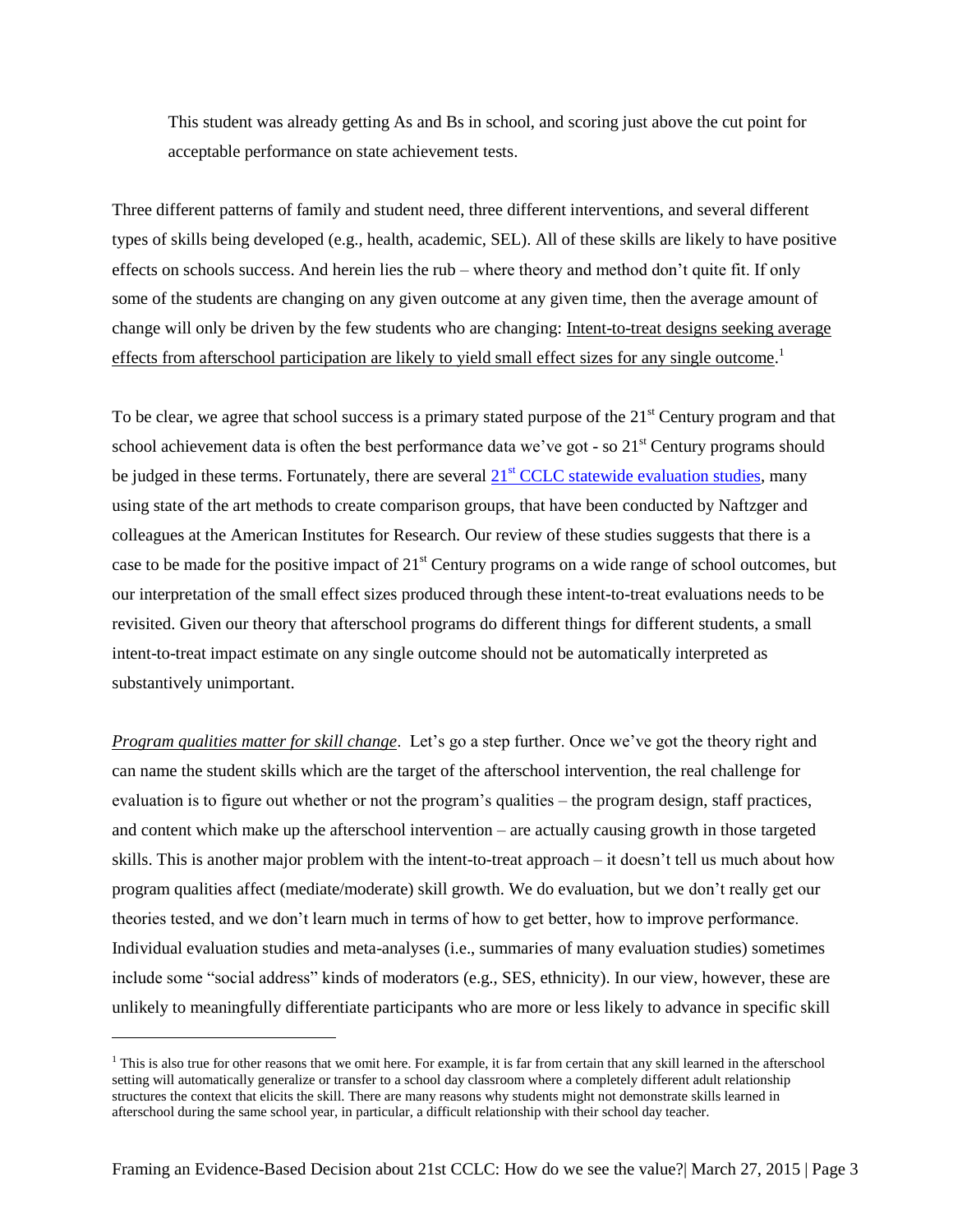> This student was already getting As and Bs in school, and scoring just above the cut point for acceptable performance on state achievement tests.

Three different patterns of family and student need, three different interventions, and several different types of skills being developed (e.g., health, academic, SEL). All of these skills are likely to have positive effects on schools success. And herein lies the rub – where theory and method don't quite fit. If only some of the students are changing on any given outcome at any given time, then the average amount of change will only be driven by the few students who are changing: Intent-to-treat designs seeking average effects from afterschool participation are likely to yield small effect sizes for any single outcome.[1]

To be clear, we agree that school success is a primary stated purpose of the 21st Century program and that school achievement data is often the best performance data we've got - so 21st Century programs should be judged in these terms. Fortunately, there are several [21st CCLC statewide evaluation studies](), many using state of the art methods to create comparison groups, that have been conducted by Naftzger and colleagues at the American Institutes for Research. Our review of these studies suggests that there is a case to be made for the positive impact of 21st Century programs on a wide range of school outcomes, but our interpretation of the small effect sizes produced through these intent-to-treat evaluations needs to be revisited. Given our theory that afterschool programs do different things for different students, a small intent-to-treat impact estimate on any single outcome should not be automatically interpreted as substantively unimportant.

*Program qualities matter for skill change*. Let's go a step further. Once we've got the theory right and can name the student skills which are the target of the afterschool intervention, the real challenge for evaluation is to figure out whether or not the program's qualities – the program design, staff practices, and content which make up the afterschool intervention – are actually causing growth in those targeted skills. This is another major problem with the intent-to-treat approach – it doesn't tell us much about how program qualities affect (mediate/moderate) skill growth. We do evaluation, but we don't really get our theories tested, and we don't learn much in terms of how to get better, how to improve performance. Individual evaluation studies and meta-analyses (i.e., summaries of many evaluation studies) sometimes include some "social address" kinds of moderators (e.g., SES, ethnicity). In our view, however, these are unlikely to meaningfully differentiate participants who are more or less likely to advance in specific skill

---

[1] This is also true for other reasons that we omit here. For example, it is far from certain that any skill learned in the afterschool setting will automatically generalize or transfer to a school day classroom where a completely different adult relationship structures the context that elicits the skill. There are many reasons why students might not demonstrate skills learned in afterschool during the same school year, in particular, a difficult relationship with their school day teacher.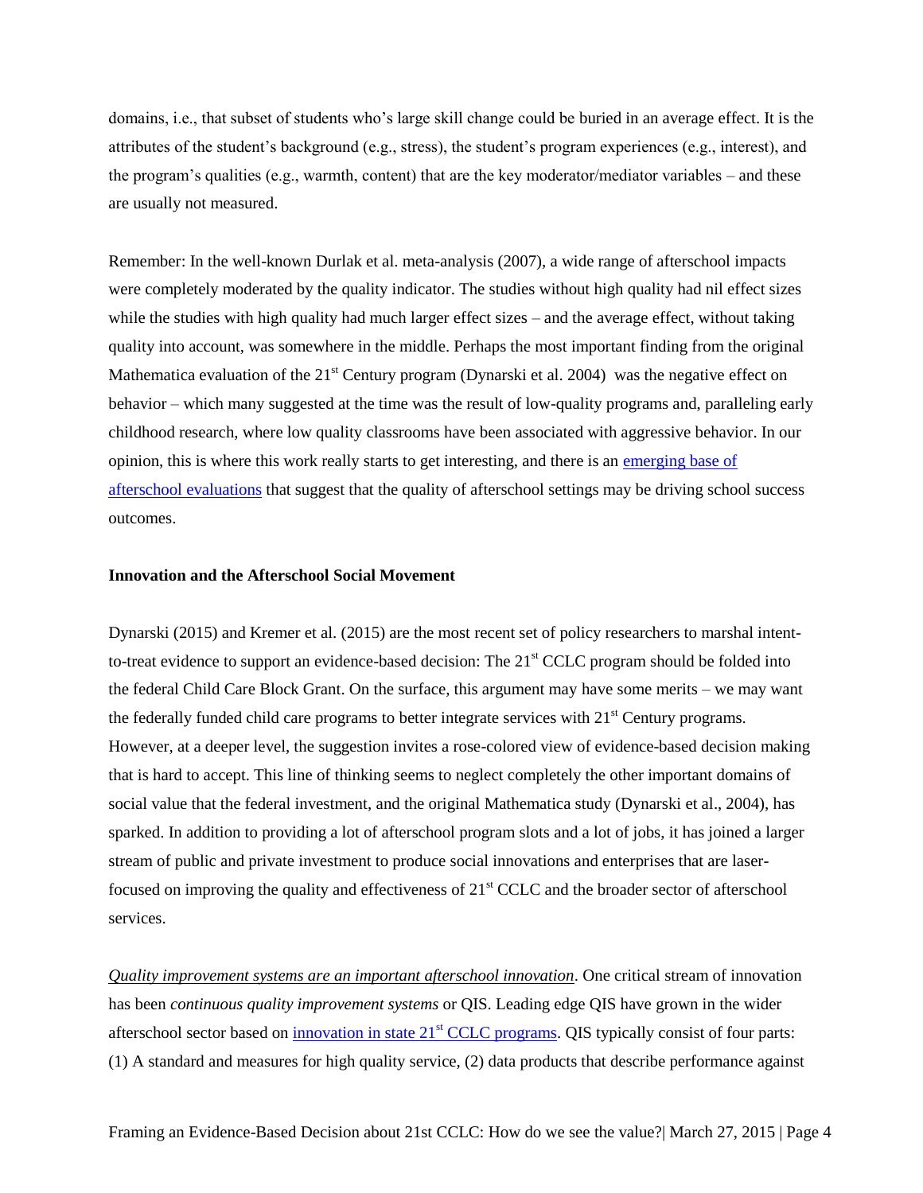domains, i.e., that subset of students who's large skill change could be buried in an average effect. It is the attributes of the student's background (e.g., stress), the student's program experiences (e.g., interest), and the program's qualities (e.g., warmth, content) that are the key moderator/mediator variables – and these are usually not measured.

Remember: In the well-known Durlak et al. meta-analysis (2007), a wide range of afterschool impacts were completely moderated by the quality indicator. The studies without high quality had nil effect sizes while the studies with high quality had much larger effect sizes – and the average effect, without taking quality into account, was somewhere in the middle. Perhaps the most important finding from the original Mathematica evaluation of the 21st Century program (Dynarski et al. 2004) was the negative effect on behavior – which many suggested at the time was the result of low-quality programs and, paralleling early childhood research, where low quality classrooms have been associated with aggressive behavior. In our opinion, this is where this work really starts to get interesting, and there is an emerging base of afterschool evaluations that suggest that the quality of afterschool settings may be driving school success outcomes.

**Innovation and the Afterschool Social Movement**

Dynarski (2015) and Kremer et al. (2015) are the most recent set of policy researchers to marshal intent-to-treat evidence to support an evidence-based decision: The 21st CCLC program should be folded into the federal Child Care Block Grant. On the surface, this argument may have some merits – we may want the federally funded child care programs to better integrate services with 21st Century programs. However, at a deeper level, the suggestion invites a rose-colored view of evidence-based decision making that is hard to accept. This line of thinking seems to neglect completely the other important domains of social value that the federal investment, and the original Mathematica study (Dynarski et al., 2004), has sparked. In addition to providing a lot of afterschool program slots and a lot of jobs, it has joined a larger stream of public and private investment to produce social innovations and enterprises that are laser-focused on improving the quality and effectiveness of 21st CCLC and the broader sector of afterschool services.

*Quality improvement systems are an important afterschool innovation*. One critical stream of innovation has been *continuous quality improvement systems* or QIS. Leading edge QIS have grown in the wider afterschool sector based on innovation in state 21st CCLC programs. QIS typically consist of four parts: (1) A standard and measures for high quality service, (2) data products that describe performance against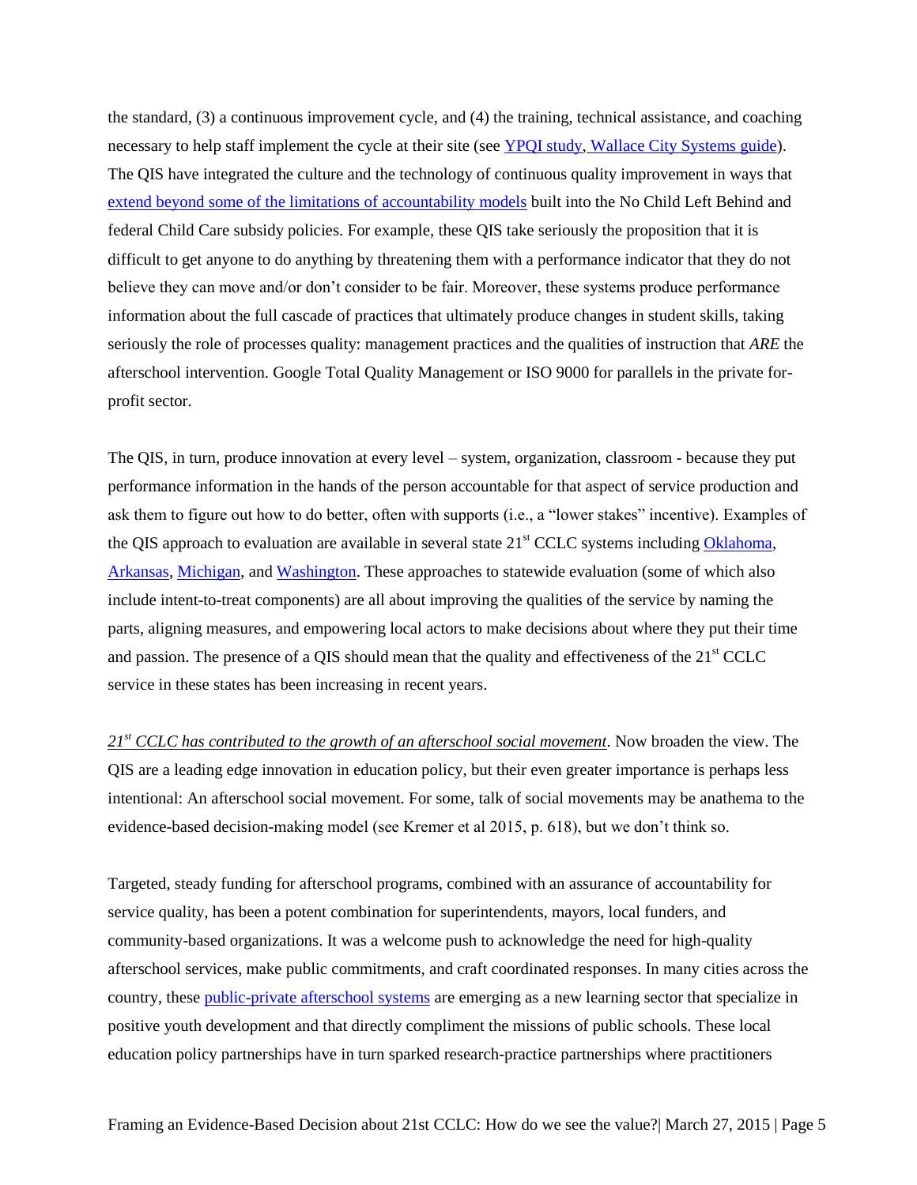the standard, (3) a continuous improvement cycle, and (4) the training, technical assistance, and coaching necessary to help staff implement the cycle at their site (see YPQI study, Wallace City Systems guide). The QIS have integrated the culture and the technology of continuous quality improvement in ways that extend beyond some of the limitations of accountability models built into the No Child Left Behind and federal Child Care subsidy policies. For example, these QIS take seriously the proposition that it is difficult to get anyone to do anything by threatening them with a performance indicator that they do not believe they can move and/or don't consider to be fair. Moreover, these systems produce performance information about the full cascade of practices that ultimately produce changes in student skills, taking seriously the role of processes quality: management practices and the qualities of instruction that *ARE* the afterschool intervention. Google Total Quality Management or ISO 9000 for parallels in the private for-profit sector.

The QIS, in turn, produce innovation at every level – system, organization, classroom - because they put performance information in the hands of the person accountable for that aspect of service production and ask them to figure out how to do better, often with supports (i.e., a "lower stakes" incentive). Examples of the QIS approach to evaluation are available in several state 21st CCLC systems including Oklahoma, Arkansas, Michigan, and Washington. These approaches to statewide evaluation (some of which also include intent-to-treat components) are all about improving the qualities of the service by naming the parts, aligning measures, and empowering local actors to make decisions about where they put their time and passion. The presence of a QIS should mean that the quality and effectiveness of the 21st CCLC service in these states has been increasing in recent years.

*21st CCLC has contributed to the growth of an afterschool social movement*. Now broaden the view. The QIS are a leading edge innovation in education policy, but their even greater importance is perhaps less intentional: An afterschool social movement. For some, talk of social movements may be anathema to the evidence-based decision-making model (see Kremer et al 2015, p. 618), but we don't think so.

Targeted, steady funding for afterschool programs, combined with an assurance of accountability for service quality, has been a potent combination for superintendents, mayors, local funders, and community-based organizations. It was a welcome push to acknowledge the need for high-quality afterschool services, make public commitments, and craft coordinated responses. In many cities across the country, these public-private afterschool systems are emerging as a new learning sector that specialize in positive youth development and that directly compliment the missions of public schools. These local education policy partnerships have in turn sparked research-practice partnerships where practitioners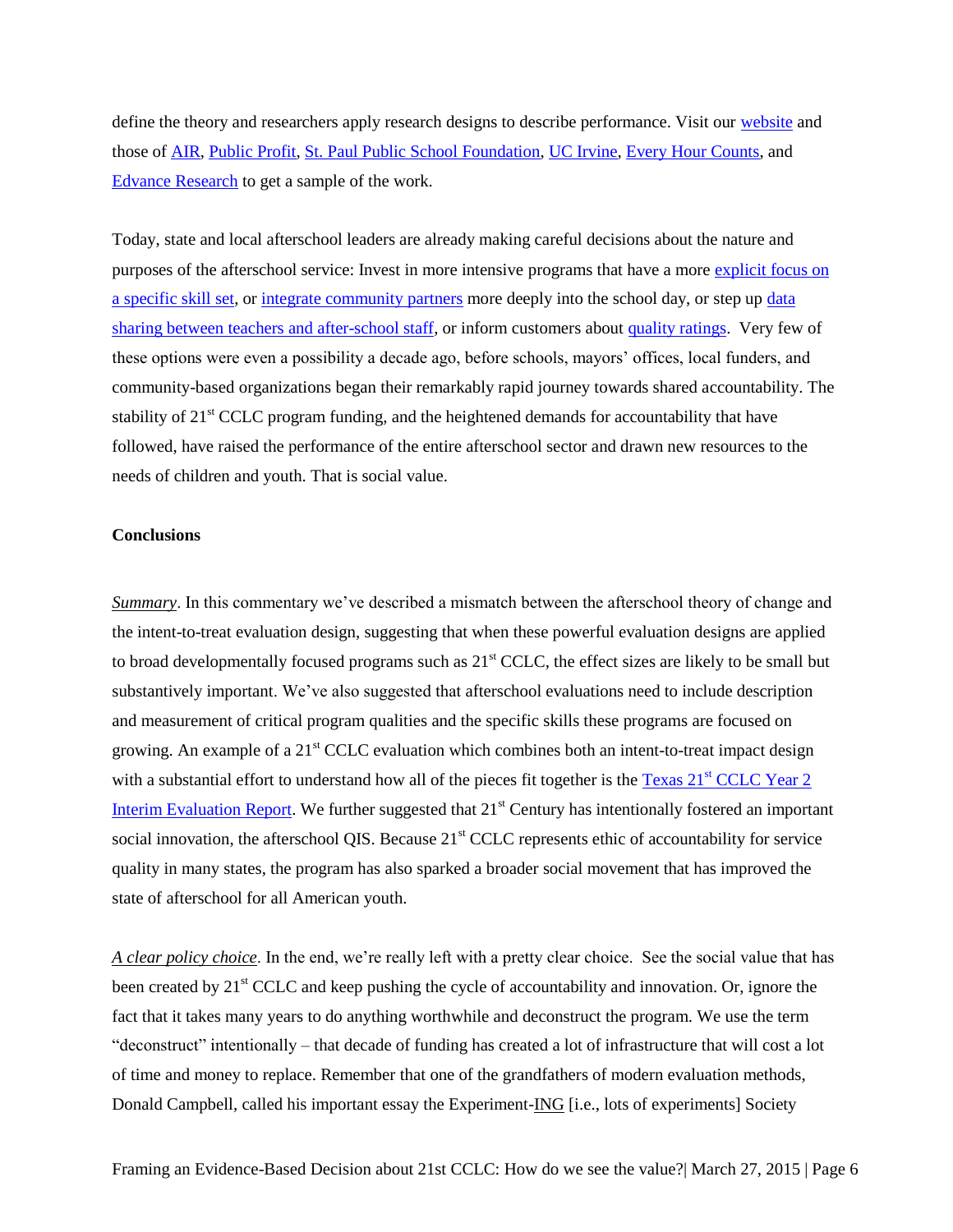define the theory and researchers apply research designs to describe performance. Visit our website and those of AIR, Public Profit, St. Paul Public School Foundation, UC Irvine, Every Hour Counts, and Edvance Research to get a sample of the work.

Today, state and local afterschool leaders are already making careful decisions about the nature and purposes of the afterschool service: Invest in more intensive programs that have a more explicit focus on a specific skill set, or integrate community partners more deeply into the school day, or step up data sharing between teachers and after-school staff, or inform customers about quality ratings. Very few of these options were even a possibility a decade ago, before schools, mayors' offices, local funders, and community-based organizations began their remarkably rapid journey towards shared accountability. The stability of 21st CCLC program funding, and the heightened demands for accountability that have followed, have raised the performance of the entire afterschool sector and drawn new resources to the needs of children and youth. That is social value.

**Conclusions**

*Summary*. In this commentary we've described a mismatch between the afterschool theory of change and the intent-to-treat evaluation design, suggesting that when these powerful evaluation designs are applied to broad developmentally focused programs such as 21st CCLC, the effect sizes are likely to be small but substantively important. We've also suggested that afterschool evaluations need to include description and measurement of critical program qualities and the specific skills these programs are focused on growing. An example of a 21st CCLC evaluation which combines both an intent-to-treat impact design with a substantial effort to understand how all of the pieces fit together is the Texas 21st CCLC Year 2 Interim Evaluation Report. We further suggested that 21st Century has intentionally fostered an important social innovation, the afterschool QIS. Because 21st CCLC represents ethic of accountability for service quality in many states, the program has also sparked a broader social movement that has improved the state of afterschool for all American youth.

*A clear policy choice*. In the end, we're really left with a pretty clear choice. See the social value that has been created by 21st CCLC and keep pushing the cycle of accountability and innovation. Or, ignore the fact that it takes many years to do anything worthwhile and deconstruct the program. We use the term "deconstruct" intentionally – that decade of funding has created a lot of infrastructure that will cost a lot of time and money to replace. Remember that one of the grandfathers of modern evaluation methods, Donald Campbell, called his important essay the Experiment-ING [i.e., lots of experiments] Society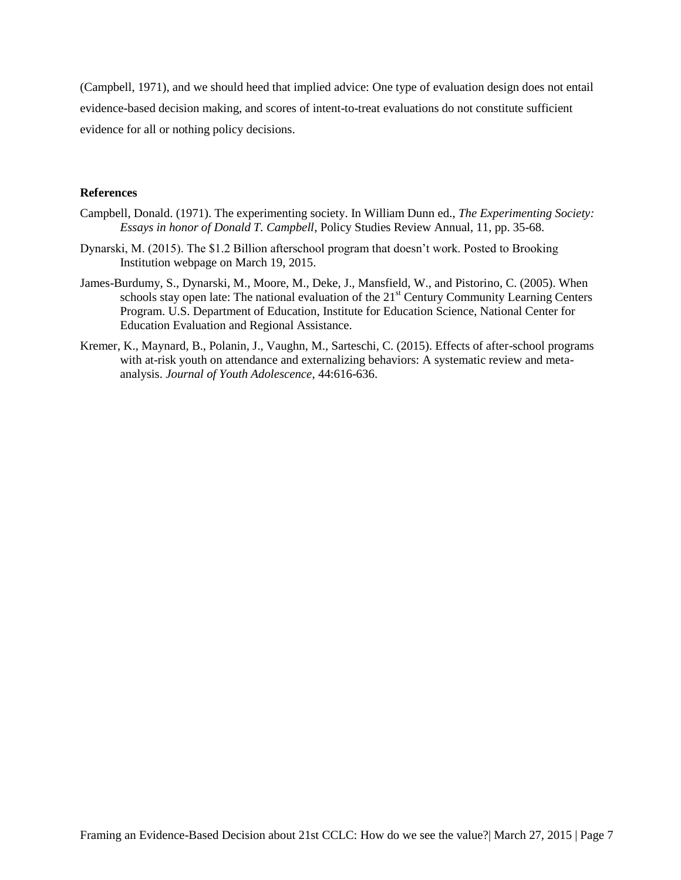(Campbell, 1971), and we should heed that implied advice: One type of evaluation design does not entail evidence-based decision making, and scores of intent-to-treat evaluations do not constitute sufficient evidence for all or nothing policy decisions.

**References**

Campbell, Donald. (1971). The experimenting society. In William Dunn ed., *The Experimenting Society: Essays in honor of Donald T. Campbell*, Policy Studies Review Annual, 11, pp. 35-68.

Dynarski, M. (2015). The $1.2 Billion afterschool program that doesn't work. Posted to Brooking Institution webpage on March 19, 2015.

James-Burdumy, S., Dynarski, M., Moore, M., Deke, J., Mansfield, W., and Pistorino, C. (2005). When schools stay open late: The national evaluation of the 21st Century Community Learning Centers Program. U.S. Department of Education, Institute for Education Science, National Center for Education Evaluation and Regional Assistance.

Kremer, K., Maynard, B., Polanin, J., Vaughn, M., Sarteschi, C. (2015). Effects of after-school programs with at-risk youth on attendance and externalizing behaviors: A systematic review and meta-analysis. *Journal of Youth Adolescence*, 44:616-636.